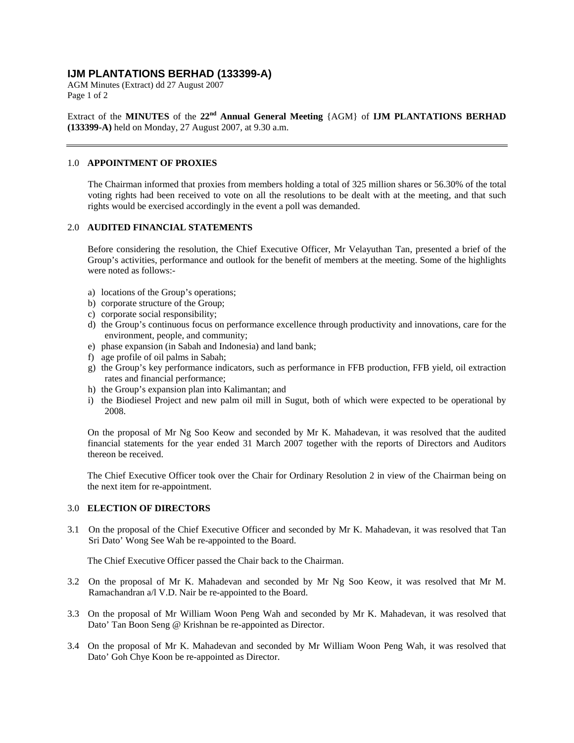# IJM PLANTATIONS BERHAD (133399-A)

AGM Minutes (Extract) dd 27 August 2007

Extract of the **MINUTES** of the **22nd Annual General Meeting** {AGM} of **IJM PLANTATIONS BERHAD (133399-A)** held on Monday, 27 August 2007, at 9.30 a.m.

---

## 1.0 APPOINTMENT OF PROXIES

The Chairman informed that proxies from members holding a total of 325 million shares or 56.30% of the total voting rights had been received to vote on all the resolutions to be dealt with at the meeting, and that such rights would be exercised accordingly in the event a poll was demanded.

## 2.0 AUDITED FINANCIAL STATEMENTS

Before considering the resolution, the Chief Executive Officer, Mr Velayuthan Tan, presented a brief of the Group's activities, performance and outlook for the benefit of members at the meeting. Some of the highlights were noted as follows:-

a) locations of the Group's operations;
b) corporate structure of the Group;
c) corporate social responsibility;
d) the Group's continuous focus on performance excellence through productivity and innovations, care for the environment, people, and community;
e) phase expansion (in Sabah and Indonesia) and land bank;
f) age profile of oil palms in Sabah;
g) the Group's key performance indicators, such as performance in FFB production, FFB yield, oil extraction rates and financial performance;
h) the Group's expansion plan into Kalimantan; and
i) the Biodiesel Project and new palm oil mill in Sugut, both of which were expected to be operational by 2008.

On the proposal of Mr Ng Soo Keow and seconded by Mr K. Mahadevan, it was resolved that the audited financial statements for the year ended 31 March 2007 together with the reports of Directors and Auditors thereon be received.

The Chief Executive Officer took over the Chair for Ordinary Resolution 2 in view of the Chairman being on the next item for re-appointment.

## 3.0 ELECTION OF DIRECTORS

3.1 On the proposal of the Chief Executive Officer and seconded by Mr K. Mahadevan, it was resolved that Tan Sri Dato' Wong See Wah be re-appointed to the Board.

The Chief Executive Officer passed the Chair back to the Chairman.

3.2 On the proposal of Mr K. Mahadevan and seconded by Mr Ng Soo Keow, it was resolved that Mr M. Ramachandran a/l V.D. Nair be re-appointed to the Board.

3.3 On the proposal of Mr William Woon Peng Wah and seconded by Mr K. Mahadevan, it was resolved that Dato' Tan Boon Seng @ Krishnan be re-appointed as Director.

3.4 On the proposal of Mr K. Mahadevan and seconded by Mr William Woon Peng Wah, it was resolved that Dato' Goh Chye Koon be re-appointed as Director.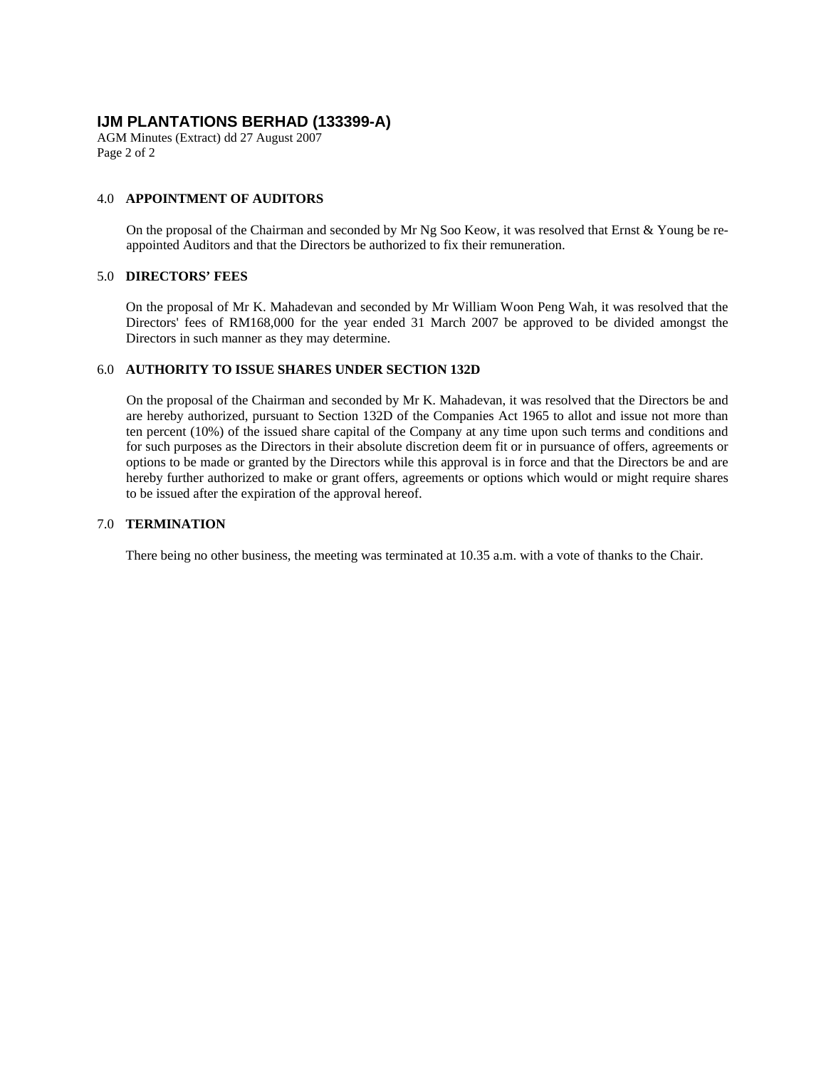## 4.0 APPOINTMENT OF AUDITORS

On the proposal of the Chairman and seconded by Mr Ng Soo Keow, it was resolved that Ernst & Young be re-appointed Auditors and that the Directors be authorized to fix their remuneration.

## 5.0 DIRECTORS' FEES

On the proposal of Mr K. Mahadevan and seconded by Mr William Woon Peng Wah, it was resolved that the Directors' fees of RM168,000 for the year ended 31 March 2007 be approved to be divided amongst the Directors in such manner as they may determine.

## 6.0 AUTHORITY TO ISSUE SHARES UNDER SECTION 132D

On the proposal of the Chairman and seconded by Mr K. Mahadevan, it was resolved that the Directors be and are hereby authorized, pursuant to Section 132D of the Companies Act 1965 to allot and issue not more than ten percent (10%) of the issued share capital of the Company at any time upon such terms and conditions and for such purposes as the Directors in their absolute discretion deem fit or in pursuance of offers, agreements or options to be made or granted by the Directors while this approval is in force and that the Directors be and are hereby further authorized to make or grant offers, agreements or options which would or might require shares to be issued after the expiration of the approval hereof.

## 7.0 TERMINATION

There being no other business, the meeting was terminated at 10.35 a.m. with a vote of thanks to the Chair.